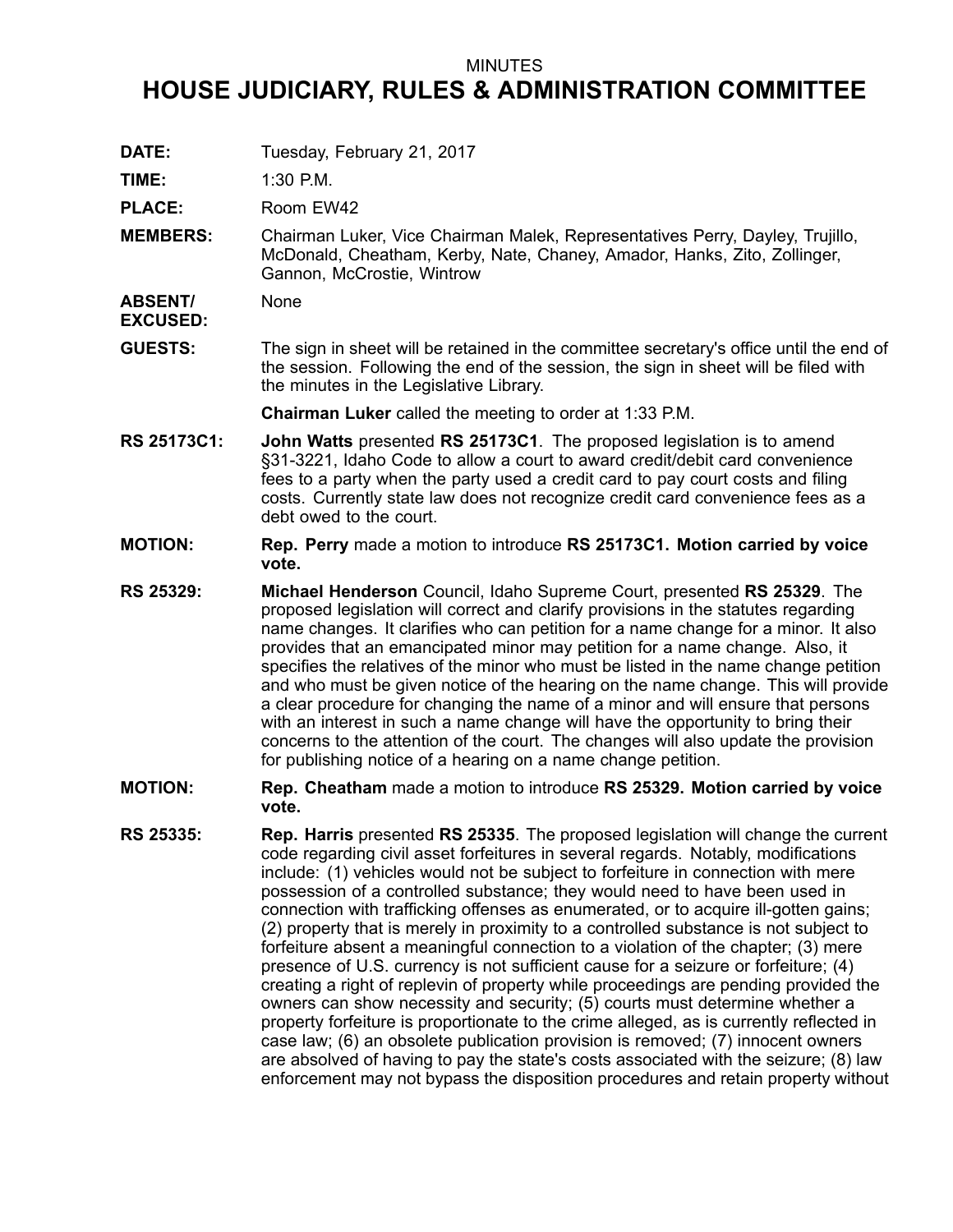MINUTES

# HOUSE JUDICIARY, RULES & ADMINISTRATION COMMITTEE

**DATE:** Tuesday, February 21, 2017

**TIME:** 1:30 P.M.

**PLACE:** Room EW42

**MEMBERS:** Chairman Luker, Vice Chairman Malek, Representatives Perry, Dayley, Trujillo, McDonald, Cheatham, Kerby, Nate, Chaney, Amador, Hanks, Zito, Zollinger, Gannon, McCrostie, Wintrow

**ABSENT/ EXCUSED:** None

**GUESTS:** The sign in sheet will be retained in the committee secretary's office until the end of the session. Following the end of the session, the sign in sheet will be filed with the minutes in the Legislative Library.

**Chairman Luker** called the meeting to order at 1:33 P.M.

**RS 25173C1:** **John Watts** presented **RS 25173C1**. The proposed legislation is to amend §31-3221, Idaho Code to allow a court to award credit/debit card convenience fees to a party when the party used a credit card to pay court costs and filing costs. Currently state law does not recognize credit card convenience fees as a debt owed to the court.

**MOTION:** **Rep. Perry** made a motion to introduce **RS 25173C1. Motion carried by voice vote.**

**RS 25329:** **Michael Henderson** Council, Idaho Supreme Court, presented **RS 25329**. The proposed legislation will correct and clarify provisions in the statutes regarding name changes. It clarifies who can petition for a name change for a minor. It also provides that an emancipated minor may petition for a name change. Also, it specifies the relatives of the minor who must be listed in the name change petition and who must be given notice of the hearing on the name change. This will provide a clear procedure for changing the name of a minor and will ensure that persons with an interest in such a name change will have the opportunity to bring their concerns to the attention of the court. The changes will also update the provision for publishing notice of a hearing on a name change petition.

**MOTION:** **Rep. Cheatham** made a motion to introduce **RS 25329. Motion carried by voice vote.**

**RS 25335:** **Rep. Harris** presented **RS 25335**. The proposed legislation will change the current code regarding civil asset forfeitures in several regards. Notably, modifications include: (1) vehicles would not be subject to forfeiture in connection with mere possession of a controlled substance; they would need to have been used in connection with trafficking offenses as enumerated, or to acquire ill-gotten gains; (2) property that is merely in proximity to a controlled substance is not subject to forfeiture absent a meaningful connection to a violation of the chapter; (3) mere presence of U.S. currency is not sufficient cause for a seizure or forfeiture; (4) creating a right of replevin of property while proceedings are pending provided the owners can show necessity and security; (5) courts must determine whether a property forfeiture is proportionate to the crime alleged, as is currently reflected in case law; (6) an obsolete publication provision is removed; (7) innocent owners are absolved of having to pay the state's costs associated with the seizure; (8) law enforcement may not bypass the disposition procedures and retain property without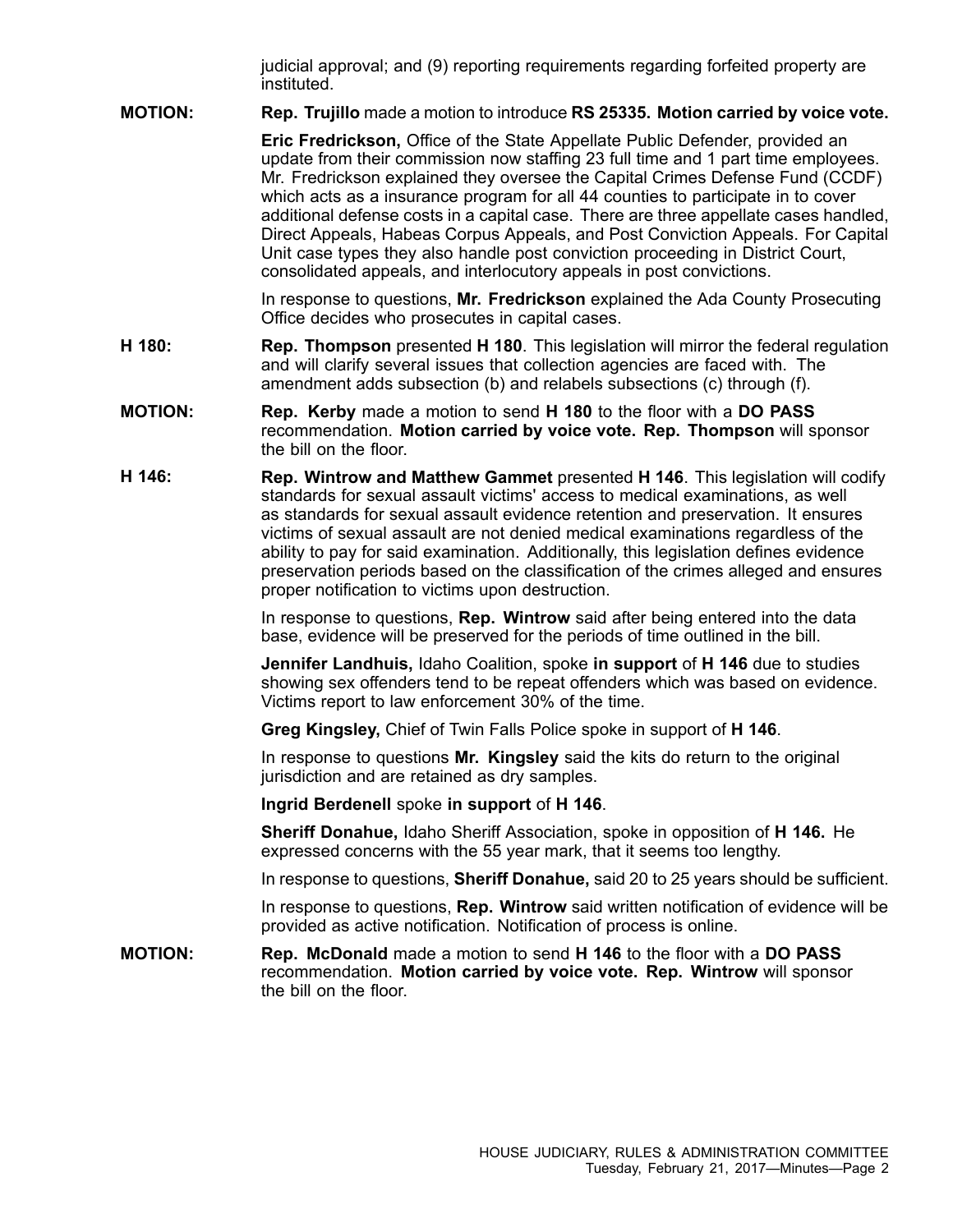judicial approval; and (9) reporting requirements regarding forfeited property are instituted.

**MOTION:** **Rep. Trujillo** made a motion to introduce **RS 25335. Motion carried by voice vote.**

**Eric Fredrickson,** Office of the State Appellate Public Defender, provided an update from their commission now staffing 23 full time and 1 part time employees. Mr. Fredrickson explained they oversee the Capital Crimes Defense Fund (CCDF) which acts as a insurance program for all 44 counties to participate in to cover additional defense costs in a capital case. There are three appellate cases handled, Direct Appeals, Habeas Corpus Appeals, and Post Conviction Appeals. For Capital Unit case types they also handle post conviction proceeding in District Court, consolidated appeals, and interlocutory appeals in post convictions.

In response to questions, **Mr. Fredrickson** explained the Ada County Prosecuting Office decides who prosecutes in capital cases.

**H 180:** **Rep. Thompson** presented **H 180**. This legislation will mirror the federal regulation and will clarify several issues that collection agencies are faced with. The amendment adds subsection (b) and relabels subsections (c) through (f).

**MOTION:** **Rep. Kerby** made a motion to send **H 180** to the floor with a **DO PASS** recommendation. **Motion carried by voice vote. Rep. Thompson** will sponsor the bill on the floor.

**H 146:** **Rep. Wintrow and Matthew Gammet** presented **H 146**. This legislation will codify standards for sexual assault victims' access to medical examinations, as well as standards for sexual assault evidence retention and preservation. It ensures victims of sexual assault are not denied medical examinations regardless of the ability to pay for said examination. Additionally, this legislation defines evidence preservation periods based on the classification of the crimes alleged and ensures proper notification to victims upon destruction.

In response to questions, **Rep. Wintrow** said after being entered into the data base, evidence will be preserved for the periods of time outlined in the bill.

**Jennifer Landhuis,** Idaho Coalition, spoke **in support** of **H 146** due to studies showing sex offenders tend to be repeat offenders which was based on evidence. Victims report to law enforcement 30% of the time.

**Greg Kingsley,** Chief of Twin Falls Police spoke in support of **H 146**.

In response to questions **Mr. Kingsley** said the kits do return to the original jurisdiction and are retained as dry samples.

**Ingrid Berdenell** spoke **in support** of **H 146**.

**Sheriff Donahue,** Idaho Sheriff Association, spoke in opposition of **H 146.** He expressed concerns with the 55 year mark, that it seems too lengthy.

In response to questions, **Sheriff Donahue,** said 20 to 25 years should be sufficient.

In response to questions, **Rep. Wintrow** said written notification of evidence will be provided as active notification. Notification of process is online.

**MOTION:** **Rep. McDonald** made a motion to send **H 146** to the floor with a **DO PASS** recommendation. **Motion carried by voice vote. Rep. Wintrow** will sponsor the bill on the floor.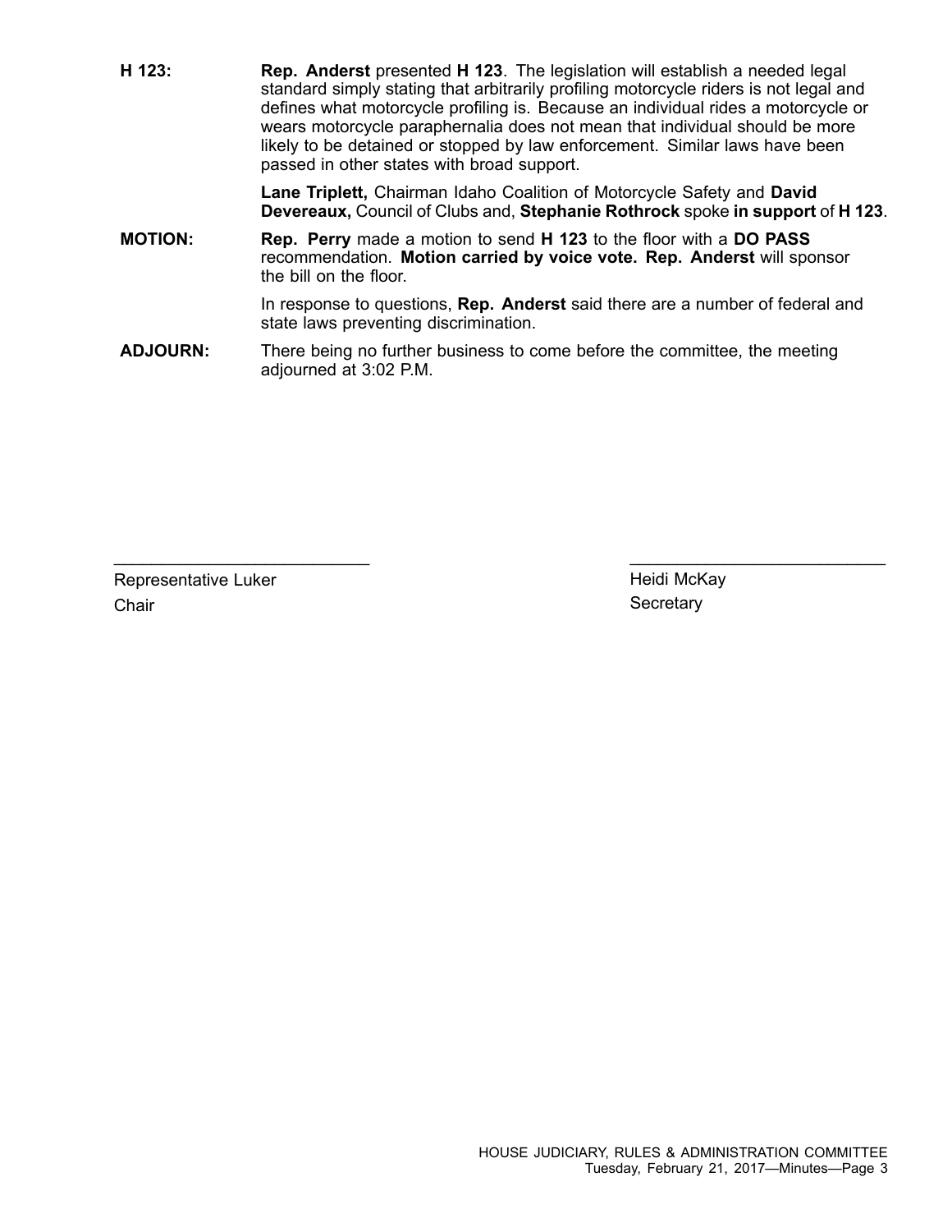**H 123:** **Rep. Anderst** presented **H 123**. The legislation will establish a needed legal standard simply stating that arbitrarily profiling motorcycle riders is not legal and defines what motorcycle profiling is. Because an individual rides a motorcycle or wears motorcycle paraphernalia does not mean that individual should be more likely to be detained or stopped by law enforcement. Similar laws have been passed in other states with broad support.

**Lane Triplett,** Chairman Idaho Coalition of Motorcycle Safety and **David Devereaux,** Council of Clubs and, **Stephanie Rothrock** spoke **in support** of **H 123**.

**MOTION:** **Rep. Perry** made a motion to send **H 123** to the floor with a **DO PASS** recommendation. **Motion carried by voice vote. Rep. Anderst** will sponsor the bill on the floor.

In response to questions, **Rep. Anderst** said there are a number of federal and state laws preventing discrimination.

**ADJOURN:** There being no further business to come before the committee, the meeting adjourned at 3:02 P.M.

___________________________
Representative Luker
Chair

___________________________
Heidi McKay
Secretary